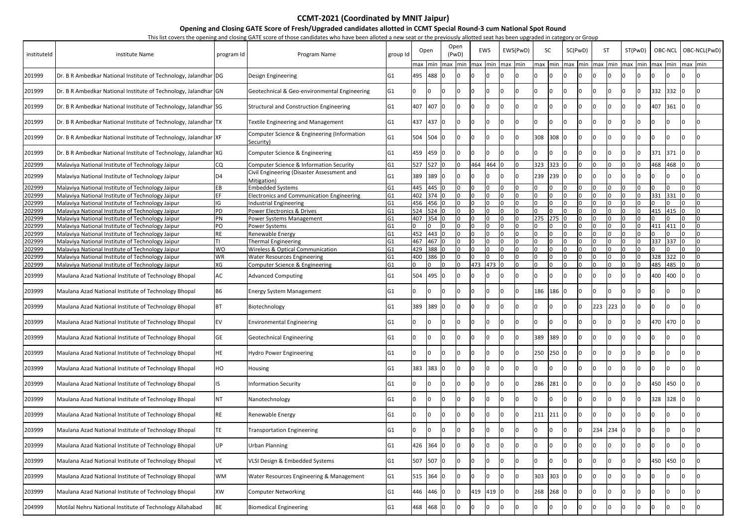# CCMT-2021 (Coordinated by MNIT Jaipur)

## Opening and Closing GATE Score of Fresh/Upgraded candidates allotted in CCMT Special Round-3 cum National Spot Round

This list covers the opening and closing GATE score of those candidates who have been alloted a new seat or the previously allotted seat has been upgraded in category or Group

| instituteId | institute Name | program Id | Program Name | group Id | Open | | Open (PwD) | | EWS | | EWS(PwD) | | SC | | SC(PwD) | | ST | | ST(PwD) | | OBC-NCL | | OBC-NCL(PwD) | |
|---|---|---|---|---|---|---|---|---|---|---|---|---|---|---|---|---|---|---|---|---|---|---|---|---|
| | | | | | max | min | max | min | max | min | max | min | max | min | max | min | max | min | max | min | max | min | max | min |
| 201999 | Dr. B R Ambedkar National Institute of Technology, Jalandhar | DG | Design Engineering | G1 | 495 | 488 | 0 | 0 | 0 | 0 | 0 | 0 | 0 | 0 | 0 | 0 | 0 | 0 | 0 | 0 | 0 | 0 | 0 | 0 |
| 201999 | Dr. B R Ambedkar National Institute of Technology, Jalandhar | GN | Geotechnical & Geo-environmental Engineering | G1 | 0 | 0 | 0 | 0 | 0 | 0 | 0 | 0 | 0 | 0 | 0 | 0 | 0 | 0 | 0 | 0 | 332 | 332 | 0 | 0 |
| 201999 | Dr. B R Ambedkar National Institute of Technology, Jalandhar | SG | Structural and Construction Engineering | G1 | 407 | 407 | 0 | 0 | 0 | 0 | 0 | 0 | 0 | 0 | 0 | 0 | 0 | 0 | 0 | 0 | 407 | 361 | 0 | 0 |
| 201999 | Dr. B R Ambedkar National Institute of Technology, Jalandhar | TX | Textile Engineering and Management | G1 | 437 | 437 | 0 | 0 | 0 | 0 | 0 | 0 | 0 | 0 | 0 | 0 | 0 | 0 | 0 | 0 | 0 | 0 | 0 | 0 |
| 201999 | Dr. B R Ambedkar National Institute of Technology, Jalandhar | XF | Computer Science & Engineering (Information Security) | G1 | 504 | 504 | 0 | 0 | 0 | 0 | 0 | 0 | 308 | 308 | 0 | 0 | 0 | 0 | 0 | 0 | 0 | 0 | 0 | 0 |
| 201999 | Dr. B R Ambedkar National Institute of Technology, Jalandhar | XG | Computer Science & Engineering | G1 | 459 | 459 | 0 | 0 | 0 | 0 | 0 | 0 | 0 | 0 | 0 | 0 | 0 | 0 | 0 | 0 | 371 | 371 | 0 | 0 |
| 202999 | Malaviya National Institute of Technology Jaipur | CQ | Computer Science & Information Security | G1 | 527 | 527 | 0 | 0 | 464 | 464 | 0 | 0 | 323 | 323 | 0 | 0 | 0 | 0 | 0 | 0 | 468 | 468 | 0 | 0 |
| 202999 | Malaviya National Institute of Technology Jaipur | D4 | Civil Engineering (Disaster Assessment and Mitigation) | G1 | 389 | 389 | 0 | 0 | 0 | 0 | 0 | 0 | 239 | 239 | 0 | 0 | 0 | 0 | 0 | 0 | 0 | 0 | 0 | 0 |
| 202999 | Malaviya National Institute of Technology Jaipur | EB | Embedded Systems | G1 | 445 | 445 | 0 | 0 | 0 | 0 | 0 | 0 | 0 | 0 | 0 | 0 | 0 | 0 | 0 | 0 | 0 | 0 | 0 | 0 |
| 202999 | Malaviya National Institute of Technology Jaipur | EF | Electronics and Communication Engineering | G1 | 402 | 374 | 0 | 0 | 0 | 0 | 0 | 0 | 0 | 0 | 0 | 0 | 0 | 0 | 0 | 0 | 331 | 331 | 0 | 0 |
| 202999 | Malaviya National Institute of Technology Jaipur | IG | Industrial Engineering | G1 | 456 | 456 | 0 | 0 | 0 | 0 | 0 | 0 | 0 | 0 | 0 | 0 | 0 | 0 | 0 | 0 | 0 | 0 | 0 | 0 |
| 202999 | Malaviya National Institute of Technology Jaipur | PD | Power Electronics & Drives | G1 | 524 | 524 | 0 | 0 | 0 | 0 | 0 | 0 | 0 | 0 | 0 | 0 | 0 | 0 | 0 | 0 | 415 | 415 | 0 | 0 |
| 202999 | Malaviya National Institute of Technology Jaipur | PN | Power Systems Management | G1 | 407 | 354 | 0 | 0 | 0 | 0 | 0 | 0 | 275 | 275 | 0 | 0 | 0 | 0 | 0 | 0 | 0 | 0 | 0 | 0 |
| 202999 | Malaviya National Institute of Technology Jaipur | PO | Power Systems | G1 | 0 | 0 | 0 | 0 | 0 | 0 | 0 | 0 | 0 | 0 | 0 | 0 | 0 | 0 | 0 | 0 | 411 | 411 | 0 | 0 |
| 202999 | Malaviya National Institute of Technology Jaipur | RE | Renewable Energy | G1 | 452 | 443 | 0 | 0 | 0 | 0 | 0 | 0 | 0 | 0 | 0 | 0 | 0 | 0 | 0 | 0 | 0 | 0 | 0 | 0 |
| 202999 | Malaviya National Institute of Technology Jaipur | TI | Thermal Engineering | G1 | 467 | 467 | 0 | 0 | 0 | 0 | 0 | 0 | 0 | 0 | 0 | 0 | 0 | 0 | 0 | 0 | 337 | 337 | 0 | 0 |
| 202999 | Malaviya National Institute of Technology Jaipur | WO | Wireless & Optical Communication | G1 | 429 | 388 | 0 | 0 | 0 | 0 | 0 | 0 | 0 | 0 | 0 | 0 | 0 | 0 | 0 | 0 | 0 | 0 | 0 | 0 |
| 202999 | Malaviya National Institute of Technology Jaipur | WR | Water Resources Engineering | G1 | 400 | 386 | 0 | 0 | 0 | 0 | 0 | 0 | 0 | 0 | 0 | 0 | 0 | 0 | 0 | 0 | 328 | 322 | 0 | 0 |
| 202999 | Malaviya National Institute of Technology Jaipur | XG | Computer Science & Engineering | G1 | 0 | 0 | 0 | 0 | 473 | 473 | 0 | 0 | 0 | 0 | 0 | 0 | 0 | 0 | 0 | 0 | 485 | 485 | 0 | 0 |
| 203999 | Maulana Azad National Institute of Technology Bhopal | AC | Advanced Computing | G1 | 504 | 495 | 0 | 0 | 0 | 0 | 0 | 0 | 0 | 0 | 0 | 0 | 0 | 0 | 0 | 0 | 400 | 400 | 0 | 0 |
| 203999 | Maulana Azad National Institute of Technology Bhopal | B6 | Energy System Management | G1 | 0 | 0 | 0 | 0 | 0 | 0 | 0 | 0 | 186 | 186 | 0 | 0 | 0 | 0 | 0 | 0 | 0 | 0 | 0 | 0 |
| 203999 | Maulana Azad National Institute of Technology Bhopal | BT | Biotechnology | G1 | 389 | 389 | 0 | 0 | 0 | 0 | 0 | 0 | 0 | 0 | 0 | 0 | 223 | 223 | 0 | 0 | 0 | 0 | 0 | 0 |
| 203999 | Maulana Azad National Institute of Technology Bhopal | EV | Environmental Engineering | G1 | 0 | 0 | 0 | 0 | 0 | 0 | 0 | 0 | 0 | 0 | 0 | 0 | 0 | 0 | 0 | 0 | 470 | 470 | 0 | 0 |
| 203999 | Maulana Azad National Institute of Technology Bhopal | GE | Geotechnical Engineering | G1 | 0 | 0 | 0 | 0 | 0 | 0 | 0 | 0 | 389 | 389 | 0 | 0 | 0 | 0 | 0 | 0 | 0 | 0 | 0 | 0 |
| 203999 | Maulana Azad National Institute of Technology Bhopal | HE | Hydro Power Engineering | G1 | 0 | 0 | 0 | 0 | 0 | 0 | 0 | 0 | 250 | 250 | 0 | 0 | 0 | 0 | 0 | 0 | 0 | 0 | 0 | 0 |
| 203999 | Maulana Azad National Institute of Technology Bhopal | HO | Housing | G1 | 383 | 383 | 0 | 0 | 0 | 0 | 0 | 0 | 0 | 0 | 0 | 0 | 0 | 0 | 0 | 0 | 0 | 0 | 0 | 0 |
| 203999 | Maulana Azad National Institute of Technology Bhopal | IS | Information Security | G1 | 0 | 0 | 0 | 0 | 0 | 0 | 0 | 0 | 286 | 281 | 0 | 0 | 0 | 0 | 0 | 0 | 450 | 450 | 0 | 0 |
| 203999 | Maulana Azad National Institute of Technology Bhopal | NT | Nanotechnology | G1 | 0 | 0 | 0 | 0 | 0 | 0 | 0 | 0 | 0 | 0 | 0 | 0 | 0 | 0 | 0 | 0 | 328 | 328 | 0 | 0 |
| 203999 | Maulana Azad National Institute of Technology Bhopal | RE | Renewable Energy | G1 | 0 | 0 | 0 | 0 | 0 | 0 | 0 | 0 | 211 | 211 | 0 | 0 | 0 | 0 | 0 | 0 | 0 | 0 | 0 | 0 |
| 203999 | Maulana Azad National Institute of Technology Bhopal | TE | Transportation Engineering | G1 | 0 | 0 | 0 | 0 | 0 | 0 | 0 | 0 | 0 | 0 | 0 | 0 | 234 | 234 | 0 | 0 | 0 | 0 | 0 | 0 |
| 203999 | Maulana Azad National Institute of Technology Bhopal | UP | Urban Planning | G1 | 426 | 364 | 0 | 0 | 0 | 0 | 0 | 0 | 0 | 0 | 0 | 0 | 0 | 0 | 0 | 0 | 0 | 0 | 0 | 0 |
| 203999 | Maulana Azad National Institute of Technology Bhopal | VE | VLSI Design & Embedded Systems | G1 | 507 | 507 | 0 | 0 | 0 | 0 | 0 | 0 | 0 | 0 | 0 | 0 | 0 | 0 | 0 | 0 | 450 | 450 | 0 | 0 |
| 203999 | Maulana Azad National Institute of Technology Bhopal | WM | Water Resources Engineering & Management | G1 | 515 | 364 | 0 | 0 | 0 | 0 | 0 | 0 | 303 | 303 | 0 | 0 | 0 | 0 | 0 | 0 | 0 | 0 | 0 | 0 |
| 203999 | Maulana Azad National Institute of Technology Bhopal | XW | Computer Networking | G1 | 446 | 446 | 0 | 0 | 419 | 419 | 0 | 0 | 268 | 268 | 0 | 0 | 0 | 0 | 0 | 0 | 0 | 0 | 0 | 0 |
| 204999 | Motilal Nehru National Institute of Technology Allahabad | BE | Biomedical Engineering | G1 | 468 | 468 | 0 | 0 | 0 | 0 | 0 | 0 | 0 | 0 | 0 | 0 | 0 | 0 | 0 | 0 | 0 | 0 | 0 | 0 |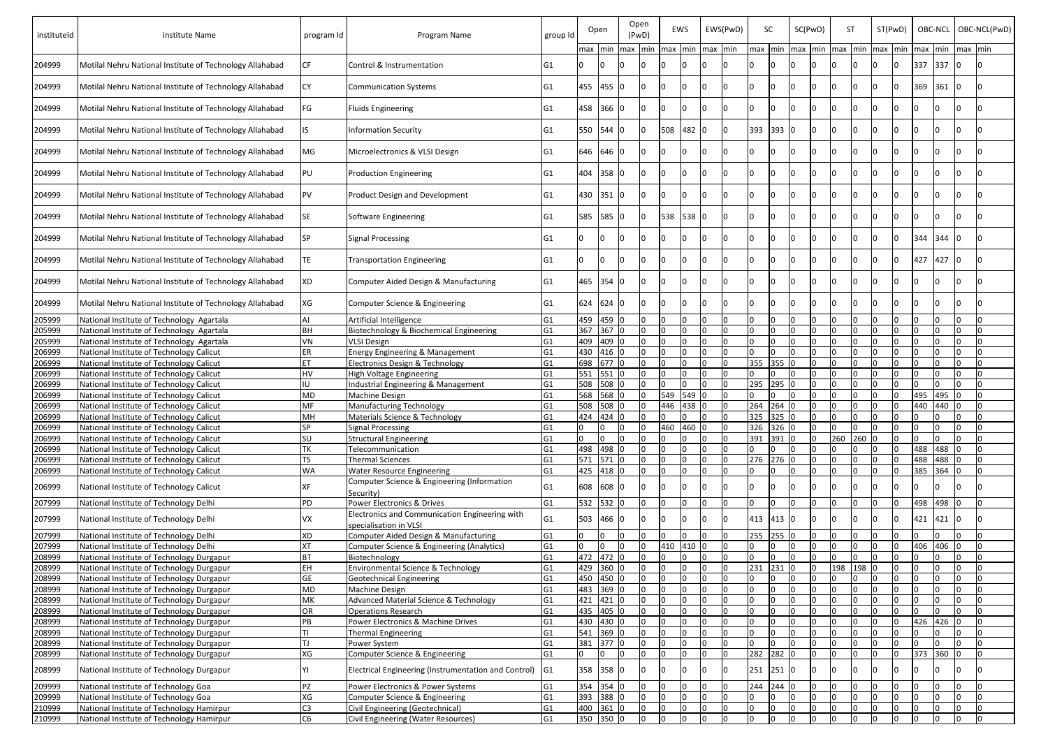| instituteId | institute Name | program Id | Program Name | group Id | Open | | Open (PwD) | | EWS | | EWS(PwD) | | SC | | SC(PwD) | | ST | | ST(PwD) | | OBC-NCL | | OBC-NCL(PwD) | |
|---|---|---|---|---|---|---|---|---|---|---|---|---|---|---|---|---|---|---|---|---|---|---|---|---|
| | | | | | max | min | max | min | max | min | max | min | max | min | max | min | max | min | max | min | max | min | max | min |
| 204999 | Motilal Nehru National Institute of Technology Allahabad | CF | Control & Instrumentation | G1 | 0 | 0 | 0 | 0 | 0 | 0 | 0 | 0 | 0 | 0 | 0 | 0 | 0 | 0 | 0 | 0 | 337 | 337 | 0 | 0 |
| 204999 | Motilal Nehru National Institute of Technology Allahabad | CY | Communication Systems | G1 | 455 | 455 | 0 | 0 | 0 | 0 | 0 | 0 | 0 | 0 | 0 | 0 | 0 | 0 | 0 | 0 | 369 | 361 | 0 | 0 |
| 204999 | Motilal Nehru National Institute of Technology Allahabad | FG | Fluids Engineering | G1 | 458 | 366 | 0 | 0 | 0 | 0 | 0 | 0 | 0 | 0 | 0 | 0 | 0 | 0 | 0 | 0 | 0 | 0 | 0 | 0 |
| 204999 | Motilal Nehru National Institute of Technology Allahabad | IS | Information Security | G1 | 550 | 544 | 0 | 0 | 508 | 482 | 0 | 0 | 393 | 393 | 0 | 0 | 0 | 0 | 0 | 0 | 0 | 0 | 0 | 0 |
| 204999 | Motilal Nehru National Institute of Technology Allahabad | MG | Microelectronics & VLSI Design | G1 | 646 | 646 | 0 | 0 | 0 | 0 | 0 | 0 | 0 | 0 | 0 | 0 | 0 | 0 | 0 | 0 | 0 | 0 | 0 | 0 |
| 204999 | Motilal Nehru National Institute of Technology Allahabad | PU | Production Engineering | G1 | 404 | 358 | 0 | 0 | 0 | 0 | 0 | 0 | 0 | 0 | 0 | 0 | 0 | 0 | 0 | 0 | 0 | 0 | 0 | 0 |
| 204999 | Motilal Nehru National Institute of Technology Allahabad | PV | Product Design and Development | G1 | 430 | 351 | 0 | 0 | 0 | 0 | 0 | 0 | 0 | 0 | 0 | 0 | 0 | 0 | 0 | 0 | 0 | 0 | 0 | 0 |
| 204999 | Motilal Nehru National Institute of Technology Allahabad | SE | Software Engineering | G1 | 585 | 585 | 0 | 0 | 538 | 538 | 0 | 0 | 0 | 0 | 0 | 0 | 0 | 0 | 0 | 0 | 0 | 0 | 0 | 0 |
| 204999 | Motilal Nehru National Institute of Technology Allahabad | SP | Signal Processing | G1 | 0 | 0 | 0 | 0 | 0 | 0 | 0 | 0 | 0 | 0 | 0 | 0 | 0 | 0 | 0 | 0 | 344 | 344 | 0 | 0 |
| 204999 | Motilal Nehru National Institute of Technology Allahabad | TE | Transportation Engineering | G1 | 0 | 0 | 0 | 0 | 0 | 0 | 0 | 0 | 0 | 0 | 0 | 0 | 0 | 0 | 0 | 0 | 427 | 427 | 0 | 0 |
| 204999 | Motilal Nehru National Institute of Technology Allahabad | XD | Computer Aided Design & Manufacturing | G1 | 465 | 354 | 0 | 0 | 0 | 0 | 0 | 0 | 0 | 0 | 0 | 0 | 0 | 0 | 0 | 0 | 0 | 0 | 0 | 0 |
| 204999 | Motilal Nehru National Institute of Technology Allahabad | XG | Computer Science & Engineering | G1 | 624 | 624 | 0 | 0 | 0 | 0 | 0 | 0 | 0 | 0 | 0 | 0 | 0 | 0 | 0 | 0 | 0 | 0 | 0 | 0 |
| 205999 | National Institute of Technology Agartala | AI | Artificial Intelligence | G1 | 459 | 459 | 0 | 0 | 0 | 0 | 0 | 0 | 0 | 0 | 0 | 0 | 0 | 0 | 0 | 0 | 0 | 0 | 0 | 0 |
| 205999 | National Institute of Technology Agartala | BH | Biotechnology & Biochemical Engineering | G1 | 367 | 367 | 0 | 0 | 0 | 0 | 0 | 0 | 0 | 0 | 0 | 0 | 0 | 0 | 0 | 0 | 0 | 0 | 0 | 0 |
| 205999 | National Institute of Technology Agartala | VN | VLSI Design | G1 | 409 | 409 | 0 | 0 | 0 | 0 | 0 | 0 | 0 | 0 | 0 | 0 | 0 | 0 | 0 | 0 | 0 | 0 | 0 | 0 |
| 206999 | National Institute of Technology Calicut | ER | Energy Engineering & Management | G1 | 430 | 416 | 0 | 0 | 0 | 0 | 0 | 0 | 0 | 0 | 0 | 0 | 0 | 0 | 0 | 0 | 0 | 0 | 0 | 0 |
| 206999 | National Institute of Technology Calicut | ET | Electronics Design & Technology | G1 | 698 | 677 | 0 | 0 | 0 | 0 | 0 | 0 | 355 | 355 | 0 | 0 | 0 | 0 | 0 | 0 | 0 | 0 | 0 | 0 |
| 206999 | National Institute of Technology Calicut | HV | High Voltage Engineering | G1 | 551 | 551 | 0 | 0 | 0 | 0 | 0 | 0 | 0 | 0 | 0 | 0 | 0 | 0 | 0 | 0 | 0 | 0 | 0 | 0 |
| 206999 | National Institute of Technology Calicut | IU | Industrial Engineering & Management | G1 | 508 | 508 | 0 | 0 | 0 | 0 | 0 | 0 | 295 | 295 | 0 | 0 | 0 | 0 | 0 | 0 | 0 | 0 | 0 | 0 |
| 206999 | National Institute of Technology Calicut | MD | Machine Design | G1 | 568 | 568 | 0 | 0 | 549 | 549 | 0 | 0 | 0 | 0 | 0 | 0 | 0 | 0 | 0 | 0 | 495 | 495 | 0 | 0 |
| 206999 | National Institute of Technology Calicut | MF | Manufacturing Technology | G1 | 508 | 508 | 0 | 0 | 446 | 438 | 0 | 0 | 264 | 264 | 0 | 0 | 0 | 0 | 0 | 0 | 440 | 440 | 0 | 0 |
| 206999 | National Institute of Technology Calicut | MH | Materials Science & Technology | G1 | 424 | 424 | 0 | 0 | 0 | 0 | 0 | 0 | 325 | 325 | 0 | 0 | 0 | 0 | 0 | 0 | 0 | 0 | 0 | 0 |
| 206999 | National Institute of Technology Calicut | SP | Signal Processing | G1 | 0 | 0 | 0 | 0 | 460 | 460 | 0 | 0 | 326 | 326 | 0 | 0 | 0 | 0 | 0 | 0 | 0 | 0 | 0 | 0 |
| 206999 | National Institute of Technology Calicut | SU | Structural Engineering | G1 | 0 | 0 | 0 | 0 | 0 | 0 | 0 | 0 | 391 | 391 | 0 | 0 | 260 | 260 | 0 | 0 | 0 | 0 | 0 | 0 |
| 206999 | National Institute of Technology Calicut | TK | Telecommunication | G1 | 498 | 498 | 0 | 0 | 0 | 0 | 0 | 0 | 0 | 0 | 0 | 0 | 0 | 0 | 0 | 0 | 488 | 488 | 0 | 0 |
| 206999 | National Institute of Technology Calicut | TS | Thermal Sciences | G1 | 571 | 571 | 0 | 0 | 0 | 0 | 0 | 0 | 276 | 276 | 0 | 0 | 0 | 0 | 0 | 0 | 488 | 488 | 0 | 0 |
| 206999 | National Institute of Technology Calicut | WA | Water Resource Engineering | G1 | 425 | 418 | 0 | 0 | 0 | 0 | 0 | 0 | 0 | 0 | 0 | 0 | 0 | 0 | 0 | 0 | 385 | 364 | 0 | 0 |
| 206999 | National Institute of Technology Calicut | XF | Computer Science & Engineering (Information Security) | G1 | 608 | 608 | 0 | 0 | 0 | 0 | 0 | 0 | 0 | 0 | 0 | 0 | 0 | 0 | 0 | 0 | 0 | 0 | 0 | 0 |
| 207999 | National Institute of Technology Delhi | PD | Power Electronics & Drives | G1 | 532 | 532 | 0 | 0 | 0 | 0 | 0 | 0 | 0 | 0 | 0 | 0 | 0 | 0 | 0 | 0 | 498 | 498 | 0 | 0 |
| 207999 | National Institute of Technology Delhi | VX | Electronics and Communication Engineering with specialisation in VLSI | G1 | 503 | 466 | 0 | 0 | 0 | 0 | 0 | 0 | 413 | 413 | 0 | 0 | 0 | 0 | 0 | 0 | 421 | 421 | 0 | 0 |
| 207999 | National Institute of Technology Delhi | XD | Computer Aided Design & Manufacturing | G1 | 0 | 0 | 0 | 0 | 0 | 0 | 0 | 0 | 255 | 255 | 0 | 0 | 0 | 0 | 0 | 0 | 0 | 0 | 0 | 0 |
| 207999 | National Institute of Technology Delhi | XT | Computer Science & Engineering (Analytics) | G1 | 0 | 0 | 0 | 0 | 410 | 410 | 0 | 0 | 0 | 0 | 0 | 0 | 0 | 0 | 0 | 0 | 406 | 406 | 0 | 0 |
| 208999 | National Institute of Technology Durgapur | BT | Biotechnology | G1 | 472 | 472 | 0 | 0 | 0 | 0 | 0 | 0 | 0 | 0 | 0 | 0 | 0 | 0 | 0 | 0 | 0 | 0 | 0 | 0 |
| 208999 | National Institute of Technology Durgapur | EH | Environmental Science & Technology | G1 | 429 | 360 | 0 | 0 | 0 | 0 | 0 | 0 | 231 | 231 | 0 | 0 | 198 | 198 | 0 | 0 | 0 | 0 | 0 | 0 |
| 208999 | National Institute of Technology Durgapur | GE | Geotechnical Engineering | G1 | 450 | 450 | 0 | 0 | 0 | 0 | 0 | 0 | 0 | 0 | 0 | 0 | 0 | 0 | 0 | 0 | 0 | 0 | 0 | 0 |
| 208999 | National Institute of Technology Durgapur | MD | Machine Design | G1 | 483 | 369 | 0 | 0 | 0 | 0 | 0 | 0 | 0 | 0 | 0 | 0 | 0 | 0 | 0 | 0 | 0 | 0 | 0 | 0 |
| 208999 | National Institute of Technology Durgapur | MK | Advanced Material Science & Technology | G1 | 421 | 421 | 0 | 0 | 0 | 0 | 0 | 0 | 0 | 0 | 0 | 0 | 0 | 0 | 0 | 0 | 0 | 0 | 0 | 0 |
| 208999 | National Institute of Technology Durgapur | OR | Operations Research | G1 | 435 | 405 | 0 | 0 | 0 | 0 | 0 | 0 | 0 | 0 | 0 | 0 | 0 | 0 | 0 | 0 | 0 | 0 | 0 | 0 |
| 208999 | National Institute of Technology Durgapur | PB | Power Electronics & Machine Drives | G1 | 430 | 430 | 0 | 0 | 0 | 0 | 0 | 0 | 0 | 0 | 0 | 0 | 0 | 0 | 0 | 0 | 426 | 426 | 0 | 0 |
| 208999 | National Institute of Technology Durgapur | TI | Thermal Engineering | G1 | 541 | 369 | 0 | 0 | 0 | 0 | 0 | 0 | 0 | 0 | 0 | 0 | 0 | 0 | 0 | 0 | 0 | 0 | 0 | 0 |
| 208999 | National Institute of Technology Durgapur | TJ | Power System | G1 | 381 | 377 | 0 | 0 | 0 | 0 | 0 | 0 | 0 | 0 | 0 | 0 | 0 | 0 | 0 | 0 | 0 | 0 | 0 | 0 |
| 208999 | National Institute of Technology Durgapur | XG | Computer Science & Engineering | G1 | 0 | 0 | 0 | 0 | 0 | 0 | 0 | 0 | 282 | 282 | 0 | 0 | 0 | 0 | 0 | 0 | 373 | 360 | 0 | 0 |
| 208999 | National Institute of Technology Durgapur | YI | Electrical Engineering (Instrumentation and Control) | G1 | 358 | 358 | 0 | 0 | 0 | 0 | 0 | 0 | 251 | 251 | 0 | 0 | 0 | 0 | 0 | 0 | 0 | 0 | 0 | 0 |
| 209999 | National Institute of Technology Goa | PZ | Power Electronics & Power Systems | G1 | 354 | 354 | 0 | 0 | 0 | 0 | 0 | 0 | 244 | 244 | 0 | 0 | 0 | 0 | 0 | 0 | 0 | 0 | 0 | 0 |
| 209999 | National Institute of Technology Goa | XG | Computer Science & Engineering | G1 | 393 | 388 | 0 | 0 | 0 | 0 | 0 | 0 | 0 | 0 | 0 | 0 | 0 | 0 | 0 | 0 | 0 | 0 | 0 | 0 |
| 210999 | National Institute of Technology Hamirpur | C3 | Civil Engineering (Geotechnical) | G1 | 400 | 361 | 0 | 0 | 0 | 0 | 0 | 0 | 0 | 0 | 0 | 0 | 0 | 0 | 0 | 0 | 0 | 0 | 0 | 0 |
| 210999 | National Institute of Technology Hamirpur | C6 | Civil Engineering (Water Resources) | G1 | 350 | 350 | 0 | 0 | 0 | 0 | 0 | 0 | 0 | 0 | 0 | 0 | 0 | 0 | 0 | 0 | 0 | 0 | 0 | 0 |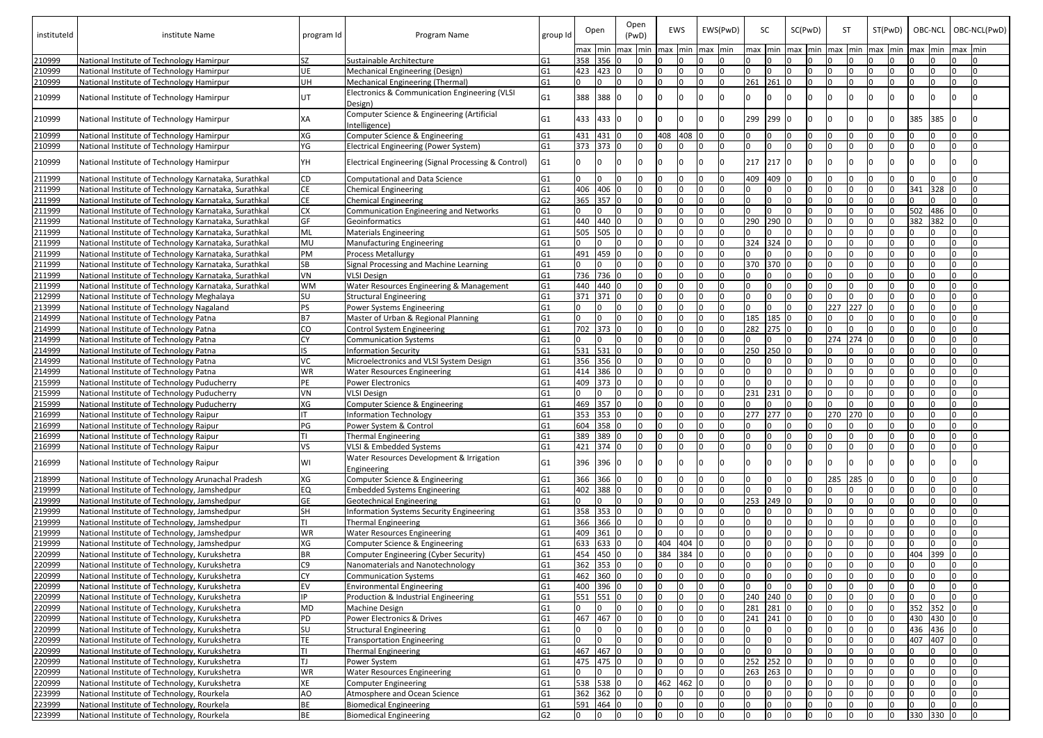| instituteId | institute Name | program Id | Program Name | group Id | Open | | Open (PwD) | | EWS | | EWS(PwD) | | SC | | SC(PwD) | | ST | | ST(PwD) | | OBC-NCL | | OBC-NCL(PwD) | |
|---|---|---|---|---|---|---|---|---|---|---|---|---|---|---|---|---|---|---|---|---|---|---|---|---|
| | | | | | max | min | max | min | max | min | max | min | max | min | max | min | max | min | max | min | max | min | max | min |
| 210999 | National Institute of Technology Hamirpur | SZ | Sustainable Architecture | G1 | 358 | 356 | 0 | 0 | 0 | 0 | 0 | 0 | 0 | 0 | 0 | 0 | 0 | 0 | 0 | 0 | 0 | 0 | 0 | 0 |
| 210999 | National Institute of Technology Hamirpur | UE | Mechanical Engineering (Design) | G1 | 423 | 423 | 0 | 0 | 0 | 0 | 0 | 0 | 0 | 0 | 0 | 0 | 0 | 0 | 0 | 0 | 0 | 0 | 0 | 0 |
| 210999 | National Institute of Technology Hamirpur | UH | Mechanical Engineering (Thermal) | G1 | 0 | 0 | 0 | 0 | 0 | 0 | 0 | 0 | 261 | 261 | 0 | 0 | 0 | 0 | 0 | 0 | 0 | 0 | 0 | 0 |
| 210999 | National Institute of Technology Hamirpur | UT | Electronics & Communication Engineering (VLSI Design) | G1 | 388 | 388 | 0 | 0 | 0 | 0 | 0 | 0 | 0 | 0 | 0 | 0 | 0 | 0 | 0 | 0 | 0 | 0 | 0 | 0 |
| 210999 | National Institute of Technology Hamirpur | XA | Computer Science & Engineering (Artificial Intelligence) | G1 | 433 | 433 | 0 | 0 | 0 | 0 | 0 | 0 | 299 | 299 | 0 | 0 | 0 | 0 | 0 | 0 | 385 | 385 | 0 | 0 |
| 210999 | National Institute of Technology Hamirpur | XG | Computer Science & Engineering | G1 | 431 | 431 | 0 | 0 | 408 | 408 | 0 | 0 | 0 | 0 | 0 | 0 | 0 | 0 | 0 | 0 | 0 | 0 | 0 | 0 |
| 210999 | National Institute of Technology Hamirpur | YG | Electrical Engineering (Power System) | G1 | 373 | 373 | 0 | 0 | 0 | 0 | 0 | 0 | 0 | 0 | 0 | 0 | 0 | 0 | 0 | 0 | 0 | 0 | 0 | 0 |
| 210999 | National Institute of Technology Hamirpur | YH | Electrical Engineering (Signal Processing & Control) | G1 | 0 | 0 | 0 | 0 | 0 | 0 | 0 | 0 | 217 | 217 | 0 | 0 | 0 | 0 | 0 | 0 | 0 | 0 | 0 | 0 |
| 211999 | National Institute of Technology Karnataka, Surathkal | CD | Computational and Data Science | G1 | 0 | 0 | 0 | 0 | 0 | 0 | 0 | 0 | 409 | 409 | 0 | 0 | 0 | 0 | 0 | 0 | 0 | 0 | 0 | 0 |
| 211999 | National Institute of Technology Karnataka, Surathkal | CE | Chemical Engineering | G1 | 406 | 406 | 0 | 0 | 0 | 0 | 0 | 0 | 0 | 0 | 0 | 0 | 0 | 0 | 0 | 0 | 341 | 328 | 0 | 0 |
| 211999 | National Institute of Technology Karnataka, Surathkal | CE | Chemical Engineering | G2 | 365 | 357 | 0 | 0 | 0 | 0 | 0 | 0 | 0 | 0 | 0 | 0 | 0 | 0 | 0 | 0 | 0 | 0 | 0 | 0 |
| 211999 | National Institute of Technology Karnataka, Surathkal | CX | Communication Engineering and Networks | G1 | 0 | 0 | 0 | 0 | 0 | 0 | 0 | 0 | 0 | 0 | 0 | 0 | 0 | 0 | 0 | 0 | 502 | 486 | 0 | 0 |
| 211999 | National Institute of Technology Karnataka, Surathkal | GF | Geoinformatics | G1 | 440 | 440 | 0 | 0 | 0 | 0 | 0 | 0 | 290 | 290 | 0 | 0 | 0 | 0 | 0 | 0 | 382 | 382 | 0 | 0 |
| 211999 | National Institute of Technology Karnataka, Surathkal | ML | Materials Engineering | G1 | 505 | 505 | 0 | 0 | 0 | 0 | 0 | 0 | 0 | 0 | 0 | 0 | 0 | 0 | 0 | 0 | 0 | 0 | 0 | 0 |
| 211999 | National Institute of Technology Karnataka, Surathkal | MU | Manufacturing Engineering | G1 | 0 | 0 | 0 | 0 | 0 | 0 | 0 | 0 | 324 | 324 | 0 | 0 | 0 | 0 | 0 | 0 | 0 | 0 | 0 | 0 |
| 211999 | National Institute of Technology Karnataka, Surathkal | PM | Process Metallurgy | G1 | 491 | 459 | 0 | 0 | 0 | 0 | 0 | 0 | 0 | 0 | 0 | 0 | 0 | 0 | 0 | 0 | 0 | 0 | 0 | 0 |
| 211999 | National Institute of Technology Karnataka, Surathkal | SB | Signal Processing and Machine Learning | G1 | 0 | 0 | 0 | 0 | 0 | 0 | 0 | 0 | 370 | 370 | 0 | 0 | 0 | 0 | 0 | 0 | 0 | 0 | 0 | 0 |
| 211999 | National Institute of Technology Karnataka, Surathkal | VN | VLSI Design | G1 | 736 | 736 | 0 | 0 | 0 | 0 | 0 | 0 | 0 | 0 | 0 | 0 | 0 | 0 | 0 | 0 | 0 | 0 | 0 | 0 |
| 211999 | National Institute of Technology Karnataka, Surathkal | WM | Water Resources Engineering & Management | G1 | 440 | 440 | 0 | 0 | 0 | 0 | 0 | 0 | 0 | 0 | 0 | 0 | 0 | 0 | 0 | 0 | 0 | 0 | 0 | 0 |
| 212999 | National Institute of Technology Meghalaya | SU | Structural Engineering | G1 | 371 | 371 | 0 | 0 | 0 | 0 | 0 | 0 | 0 | 0 | 0 | 0 | 0 | 0 | 0 | 0 | 0 | 0 | 0 | 0 |
| 213999 | National Institute of Technology Nagaland | PS | Power Systems Engineering | G1 | 0 | 0 | 0 | 0 | 0 | 0 | 0 | 0 | 0 | 0 | 0 | 0 | 227 | 227 | 0 | 0 | 0 | 0 | 0 | 0 |
| 214999 | National Institute of Technology Patna | B7 | Master of Urban & Regional Planning | G1 | 0 | 0 | 0 | 0 | 0 | 0 | 0 | 0 | 185 | 185 | 0 | 0 | 0 | 0 | 0 | 0 | 0 | 0 | 0 | 0 |
| 214999 | National Institute of Technology Patna | CO | Control System Engineering | G1 | 702 | 373 | 0 | 0 | 0 | 0 | 0 | 0 | 282 | 275 | 0 | 0 | 0 | 0 | 0 | 0 | 0 | 0 | 0 | 0 |
| 214999 | National Institute of Technology Patna | CY | Communication Systems | G1 | 0 | 0 | 0 | 0 | 0 | 0 | 0 | 0 | 0 | 0 | 0 | 0 | 274 | 274 | 0 | 0 | 0 | 0 | 0 | 0 |
| 214999 | National Institute of Technology Patna | IS | Information Security | G1 | 531 | 531 | 0 | 0 | 0 | 0 | 0 | 0 | 250 | 250 | 0 | 0 | 0 | 0 | 0 | 0 | 0 | 0 | 0 | 0 |
| 214999 | National Institute of Technology Patna | VC | Microelectronics and VLSI System Design | G1 | 356 | 356 | 0 | 0 | 0 | 0 | 0 | 0 | 0 | 0 | 0 | 0 | 0 | 0 | 0 | 0 | 0 | 0 | 0 | 0 |
| 214999 | National Institute of Technology Patna | WR | Water Resources Engineering | G1 | 414 | 386 | 0 | 0 | 0 | 0 | 0 | 0 | 0 | 0 | 0 | 0 | 0 | 0 | 0 | 0 | 0 | 0 | 0 | 0 |
| 215999 | National Institute of Technology Puducherry | PE | Power Electronics | G1 | 409 | 373 | 0 | 0 | 0 | 0 | 0 | 0 | 0 | 0 | 0 | 0 | 0 | 0 | 0 | 0 | 0 | 0 | 0 | 0 |
| 215999 | National Institute of Technology Puducherry | VN | VLSI Design | G1 | 0 | 0 | 0 | 0 | 0 | 0 | 0 | 0 | 231 | 231 | 0 | 0 | 0 | 0 | 0 | 0 | 0 | 0 | 0 | 0 |
| 215999 | National Institute of Technology Puducherry | XG | Computer Science & Engineering | G1 | 469 | 357 | 0 | 0 | 0 | 0 | 0 | 0 | 0 | 0 | 0 | 0 | 0 | 0 | 0 | 0 | 0 | 0 | 0 | 0 |
| 216999 | National Institute of Technology Raipur | IT | Information Technology | G1 | 353 | 353 | 0 | 0 | 0 | 0 | 0 | 0 | 277 | 277 | 0 | 0 | 270 | 270 | 0 | 0 | 0 | 0 | 0 | 0 |
| 216999 | National Institute of Technology Raipur | PG | Power System & Control | G1 | 604 | 358 | 0 | 0 | 0 | 0 | 0 | 0 | 0 | 0 | 0 | 0 | 0 | 0 | 0 | 0 | 0 | 0 | 0 | 0 |
| 216999 | National Institute of Technology Raipur | TI | Thermal Engineering | G1 | 389 | 389 | 0 | 0 | 0 | 0 | 0 | 0 | 0 | 0 | 0 | 0 | 0 | 0 | 0 | 0 | 0 | 0 | 0 | 0 |
| 216999 | National Institute of Technology Raipur | VS | VLSI & Embedded Systems | G1 | 421 | 374 | 0 | 0 | 0 | 0 | 0 | 0 | 0 | 0 | 0 | 0 | 0 | 0 | 0 | 0 | 0 | 0 | 0 | 0 |
| 216999 | National Institute of Technology Raipur | WI | Water Resources Development & Irrigation Engineering | G1 | 396 | 396 | 0 | 0 | 0 | 0 | 0 | 0 | 0 | 0 | 0 | 0 | 0 | 0 | 0 | 0 | 0 | 0 | 0 | 0 |
| 218999 | National Institute of Technology Arunachal Pradesh | XG | Computer Science & Engineering | G1 | 366 | 366 | 0 | 0 | 0 | 0 | 0 | 0 | 0 | 0 | 0 | 0 | 285 | 285 | 0 | 0 | 0 | 0 | 0 | 0 |
| 219999 | National Institute of Technology, Jamshedpur | EQ | Embedded Systems Engineering | G1 | 402 | 388 | 0 | 0 | 0 | 0 | 0 | 0 | 0 | 0 | 0 | 0 | 0 | 0 | 0 | 0 | 0 | 0 | 0 | 0 |
| 219999 | National Institute of Technology, Jamshedpur | GE | Geotechnical Engineering | G1 | 0 | 0 | 0 | 0 | 0 | 0 | 0 | 0 | 253 | 249 | 0 | 0 | 0 | 0 | 0 | 0 | 0 | 0 | 0 | 0 |
| 219999 | National Institute of Technology, Jamshedpur | SH | Information Systems Security Engineering | G1 | 358 | 353 | 0 | 0 | 0 | 0 | 0 | 0 | 0 | 0 | 0 | 0 | 0 | 0 | 0 | 0 | 0 | 0 | 0 | 0 |
| 219999 | National Institute of Technology, Jamshedpur | TI | Thermal Engineering | G1 | 366 | 366 | 0 | 0 | 0 | 0 | 0 | 0 | 0 | 0 | 0 | 0 | 0 | 0 | 0 | 0 | 0 | 0 | 0 | 0 |
| 219999 | National Institute of Technology, Jamshedpur | WR | Water Resources Engineering | G1 | 409 | 361 | 0 | 0 | 0 | 0 | 0 | 0 | 0 | 0 | 0 | 0 | 0 | 0 | 0 | 0 | 0 | 0 | 0 | 0 |
| 219999 | National Institute of Technology, Jamshedpur | XG | Computer Science & Engineering | G1 | 633 | 633 | 0 | 0 | 404 | 404 | 0 | 0 | 0 | 0 | 0 | 0 | 0 | 0 | 0 | 0 | 0 | 0 | 0 | 0 |
| 220999 | National Institute of Technology, Kurukshetra | BR | Computer Engineering (Cyber Security) | G1 | 454 | 450 | 0 | 0 | 384 | 384 | 0 | 0 | 0 | 0 | 0 | 0 | 0 | 0 | 0 | 0 | 404 | 399 | 0 | 0 |
| 220999 | National Institute of Technology, Kurukshetra | C9 | Nanomaterials and Nanotechnology | G1 | 362 | 353 | 0 | 0 | 0 | 0 | 0 | 0 | 0 | 0 | 0 | 0 | 0 | 0 | 0 | 0 | 0 | 0 | 0 | 0 |
| 220999 | National Institute of Technology, Kurukshetra | CY | Communication Systems | G1 | 462 | 360 | 0 | 0 | 0 | 0 | 0 | 0 | 0 | 0 | 0 | 0 | 0 | 0 | 0 | 0 | 0 | 0 | 0 | 0 |
| 220999 | National Institute of Technology, Kurukshetra | EV | Environmental Engineering | G1 | 400 | 396 | 0 | 0 | 0 | 0 | 0 | 0 | 0 | 0 | 0 | 0 | 0 | 0 | 0 | 0 | 0 | 0 | 0 | 0 |
| 220999 | National Institute of Technology, Kurukshetra | IP | Production & Industrial Engineering | G1 | 551 | 551 | 0 | 0 | 0 | 0 | 0 | 0 | 240 | 240 | 0 | 0 | 0 | 0 | 0 | 0 | 0 | 0 | 0 | 0 |
| 220999 | National Institute of Technology, Kurukshetra | MD | Machine Design | G1 | 0 | 0 | 0 | 0 | 0 | 0 | 0 | 0 | 281 | 281 | 0 | 0 | 0 | 0 | 0 | 0 | 352 | 352 | 0 | 0 |
| 220999 | National Institute of Technology, Kurukshetra | PD | Power Electronics & Drives | G1 | 467 | 467 | 0 | 0 | 0 | 0 | 0 | 0 | 241 | 241 | 0 | 0 | 0 | 0 | 0 | 0 | 430 | 430 | 0 | 0 |
| 220999 | National Institute of Technology, Kurukshetra | SU | Structural Engineering | G1 | 0 | 0 | 0 | 0 | 0 | 0 | 0 | 0 | 0 | 0 | 0 | 0 | 0 | 0 | 0 | 0 | 436 | 436 | 0 | 0 |
| 220999 | National Institute of Technology, Kurukshetra | TE | Transportation Engineering | G1 | 0 | 0 | 0 | 0 | 0 | 0 | 0 | 0 | 0 | 0 | 0 | 0 | 0 | 0 | 0 | 0 | 407 | 407 | 0 | 0 |
| 220999 | National Institute of Technology, Kurukshetra | TI | Thermal Engineering | G1 | 467 | 467 | 0 | 0 | 0 | 0 | 0 | 0 | 0 | 0 | 0 | 0 | 0 | 0 | 0 | 0 | 0 | 0 | 0 | 0 |
| 220999 | National Institute of Technology, Kurukshetra | TJ | Power System | G1 | 475 | 475 | 0 | 0 | 0 | 0 | 0 | 0 | 252 | 252 | 0 | 0 | 0 | 0 | 0 | 0 | 0 | 0 | 0 | 0 |
| 220999 | National Institute of Technology, Kurukshetra | WR | Water Resources Engineering | G1 | 0 | 0 | 0 | 0 | 0 | 0 | 0 | 0 | 263 | 263 | 0 | 0 | 0 | 0 | 0 | 0 | 0 | 0 | 0 | 0 |
| 220999 | National Institute of Technology, Kurukshetra | XE | Computer Engineering | G1 | 538 | 538 | 0 | 0 | 462 | 462 | 0 | 0 | 0 | 0 | 0 | 0 | 0 | 0 | 0 | 0 | 0 | 0 | 0 | 0 |
| 223999 | National Institute of Technology, Rourkela | AO | Atmosphere and Ocean Science | G1 | 362 | 362 | 0 | 0 | 0 | 0 | 0 | 0 | 0 | 0 | 0 | 0 | 0 | 0 | 0 | 0 | 0 | 0 | 0 | 0 |
| 223999 | National Institute of Technology, Rourkela | BE | Biomedical Engineering | G1 | 591 | 464 | 0 | 0 | 0 | 0 | 0 | 0 | 0 | 0 | 0 | 0 | 0 | 0 | 0 | 0 | 0 | 0 | 0 | 0 |
| 223999 | National Institute of Technology, Rourkela | BE | Biomedical Engineering | G2 | 0 | 0 | 0 | 0 | 0 | 0 | 0 | 0 | 0 | 0 | 0 | 0 | 0 | 0 | 0 | 0 | 330 | 330 | 0 | 0 |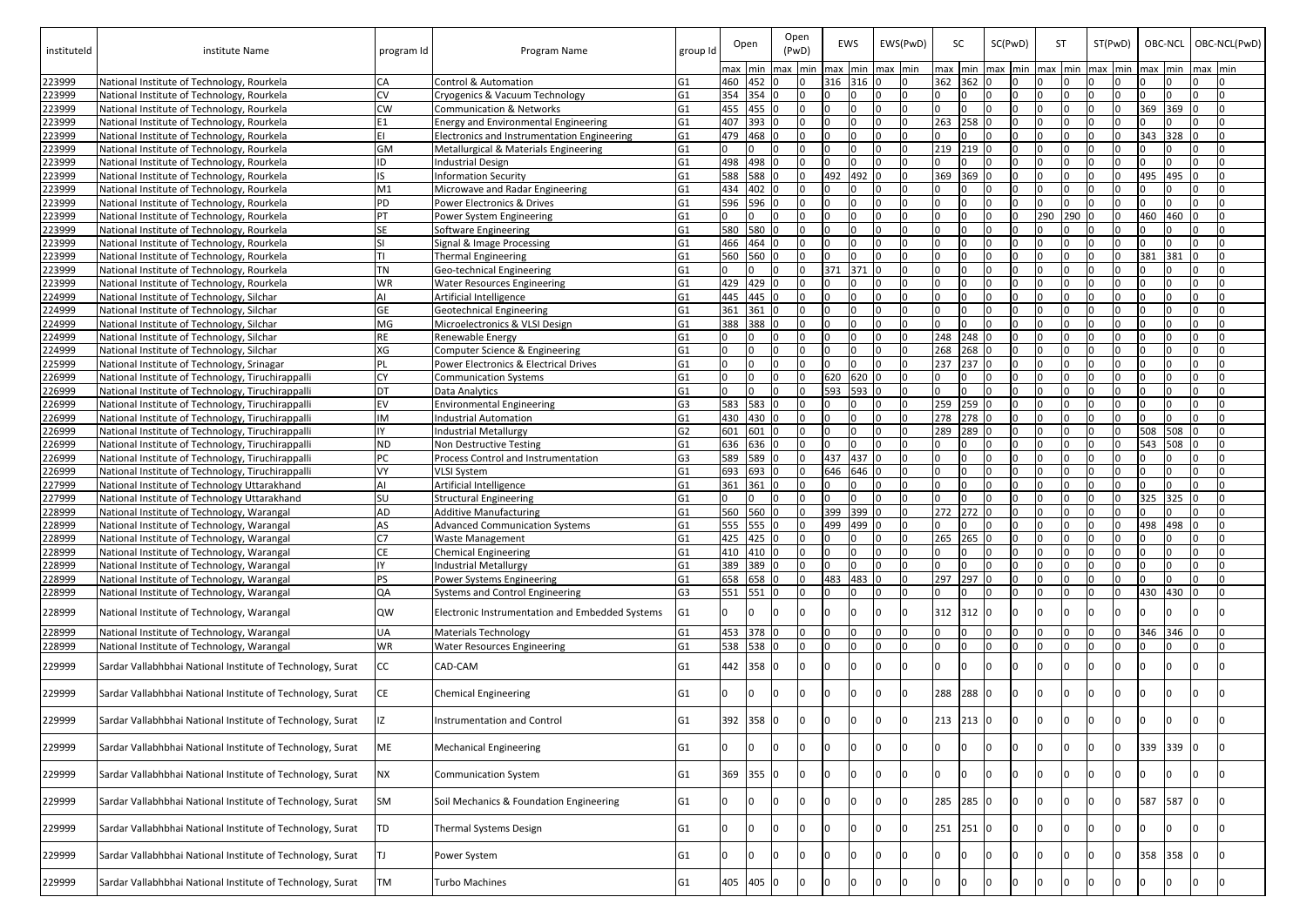| instituteId | institute Name | program Id | Program Name | group Id | Open | | Open (PwD) | | EWS | | EWS(PwD) | | SC | | SC(PwD) | | ST | | ST(PwD) | | OBC-NCL | | OBC-NCL(PwD) | |
|---|---|---|---|---|---|---|---|---|---|---|---|---|---|---|---|---|---|---|---|---|---|---|---|---|
| | | | | | max | min | max | min | max | min | max | min | max | min | max | min | max | min | max | min | max | min | max | min |
| 223999 | National Institute of Technology, Rourkela | CA | Control & Automation | G1 | 460 | 452 | 0 | 0 | 316 | 316 | 0 | 0 | 362 | 362 | 0 | 0 | 0 | 0 | 0 | 0 | 0 | 0 | 0 | 0 |
| 223999 | National Institute of Technology, Rourkela | CV | Cryogenics & Vacuum Technology | G1 | 354 | 354 | 0 | 0 | 0 | 0 | 0 | 0 | 0 | 0 | 0 | 0 | 0 | 0 | 0 | 0 | 0 | 0 | 0 | 0 |
| 223999 | National Institute of Technology, Rourkela | CW | Communication & Networks | G1 | 455 | 455 | 0 | 0 | 0 | 0 | 0 | 0 | 0 | 0 | 0 | 0 | 0 | 0 | 0 | 0 | 369 | 369 | 0 | 0 |
| 223999 | National Institute of Technology, Rourkela | E1 | Energy and Environmental Engineering | G1 | 407 | 393 | 0 | 0 | 0 | 0 | 0 | 0 | 263 | 258 | 0 | 0 | 0 | 0 | 0 | 0 | 0 | 0 | 0 | 0 |
| 223999 | National Institute of Technology, Rourkela | EI | Electronics and Instrumentation Engineering | G1 | 479 | 468 | 0 | 0 | 0 | 0 | 0 | 0 | 0 | 0 | 0 | 0 | 0 | 0 | 0 | 0 | 343 | 328 | 0 | 0 |
| 223999 | National Institute of Technology, Rourkela | GM | Metallurgical & Materials Engineering | G1 | 0 | 0 | 0 | 0 | 0 | 0 | 0 | 0 | 219 | 219 | 0 | 0 | 0 | 0 | 0 | 0 | 0 | 0 | 0 | 0 |
| 223999 | National Institute of Technology, Rourkela | ID | Industrial Design | G1 | 498 | 498 | 0 | 0 | 0 | 0 | 0 | 0 | 0 | 0 | 0 | 0 | 0 | 0 | 0 | 0 | 0 | 0 | 0 | 0 |
| 223999 | National Institute of Technology, Rourkela | IS | Information Security | G1 | 588 | 588 | 0 | 0 | 492 | 492 | 0 | 0 | 369 | 369 | 0 | 0 | 0 | 0 | 0 | 0 | 495 | 495 | 0 | 0 |
| 223999 | National Institute of Technology, Rourkela | M1 | Microwave and Radar Engineering | G1 | 434 | 402 | 0 | 0 | 0 | 0 | 0 | 0 | 0 | 0 | 0 | 0 | 0 | 0 | 0 | 0 | 0 | 0 | 0 | 0 |
| 223999 | National Institute of Technology, Rourkela | PD | Power Electronics & Drives | G1 | 596 | 596 | 0 | 0 | 0 | 0 | 0 | 0 | 0 | 0 | 0 | 0 | 0 | 0 | 0 | 0 | 0 | 0 | 0 | 0 |
| 223999 | National Institute of Technology, Rourkela | PT | Power System Engineering | G1 | 0 | 0 | 0 | 0 | 0 | 0 | 0 | 0 | 0 | 0 | 0 | 0 | 290 | 290 | 0 | 0 | 460 | 460 | 0 | 0 |
| 223999 | National Institute of Technology, Rourkela | SE | Software Engineering | G1 | 580 | 580 | 0 | 0 | 0 | 0 | 0 | 0 | 0 | 0 | 0 | 0 | 0 | 0 | 0 | 0 | 0 | 0 | 0 | 0 |
| 223999 | National Institute of Technology, Rourkela | SI | Signal & Image Processing | G1 | 466 | 464 | 0 | 0 | 0 | 0 | 0 | 0 | 0 | 0 | 0 | 0 | 0 | 0 | 0 | 0 | 0 | 0 | 0 | 0 |
| 223999 | National Institute of Technology, Rourkela | TI | Thermal Engineering | G1 | 560 | 560 | 0 | 0 | 0 | 0 | 0 | 0 | 0 | 0 | 0 | 0 | 0 | 0 | 0 | 0 | 381 | 381 | 0 | 0 |
| 223999 | National Institute of Technology, Rourkela | TN | Geo-technical Engineering | G1 | 0 | 0 | 0 | 0 | 371 | 371 | 0 | 0 | 0 | 0 | 0 | 0 | 0 | 0 | 0 | 0 | 0 | 0 | 0 | 0 |
| 223999 | National Institute of Technology, Rourkela | WR | Water Resources Engineering | G1 | 429 | 429 | 0 | 0 | 0 | 0 | 0 | 0 | 0 | 0 | 0 | 0 | 0 | 0 | 0 | 0 | 0 | 0 | 0 | 0 |
| 224999 | National Institute of Technology, Silchar | AI | Artificial Intelligence | G1 | 445 | 445 | 0 | 0 | 0 | 0 | 0 | 0 | 0 | 0 | 0 | 0 | 0 | 0 | 0 | 0 | 0 | 0 | 0 | 0 |
| 224999 | National Institute of Technology, Silchar | GE | Geotechnical Engineering | G1 | 361 | 361 | 0 | 0 | 0 | 0 | 0 | 0 | 0 | 0 | 0 | 0 | 0 | 0 | 0 | 0 | 0 | 0 | 0 | 0 |
| 224999 | National Institute of Technology, Silchar | MG | Microelectronics & VLSI Design | G1 | 388 | 388 | 0 | 0 | 0 | 0 | 0 | 0 | 0 | 0 | 0 | 0 | 0 | 0 | 0 | 0 | 0 | 0 | 0 | 0 |
| 224999 | National Institute of Technology, Silchar | RE | Renewable Energy | G1 | 0 | 0 | 0 | 0 | 0 | 0 | 0 | 0 | 248 | 248 | 0 | 0 | 0 | 0 | 0 | 0 | 0 | 0 | 0 | 0 |
| 224999 | National Institute of Technology, Silchar | XG | Computer Science & Engineering | G1 | 0 | 0 | 0 | 0 | 0 | 0 | 0 | 0 | 268 | 268 | 0 | 0 | 0 | 0 | 0 | 0 | 0 | 0 | 0 | 0 |
| 225999 | National Institute of Technology, Srinagar | PL | Power Electronics & Electrical Drives | G1 | 0 | 0 | 0 | 0 | 0 | 0 | 0 | 0 | 237 | 237 | 0 | 0 | 0 | 0 | 0 | 0 | 0 | 0 | 0 | 0 |
| 226999 | National Institute of Technology, Tiruchirappalli | CY | Communication Systems | G1 | 0 | 0 | 0 | 0 | 620 | 620 | 0 | 0 | 0 | 0 | 0 | 0 | 0 | 0 | 0 | 0 | 0 | 0 | 0 | 0 |
| 226999 | National Institute of Technology, Tiruchirappalli | DT | Data Analytics | G1 | 0 | 0 | 0 | 0 | 593 | 593 | 0 | 0 | 0 | 0 | 0 | 0 | 0 | 0 | 0 | 0 | 0 | 0 | 0 | 0 |
| 226999 | National Institute of Technology, Tiruchirappalli | EV | Environmental Engineering | G3 | 583 | 583 | 0 | 0 | 0 | 0 | 0 | 0 | 259 | 259 | 0 | 0 | 0 | 0 | 0 | 0 | 0 | 0 | 0 | 0 |
| 226999 | National Institute of Technology, Tiruchirappalli | IM | Industrial Automation | G1 | 430 | 430 | 0 | 0 | 0 | 0 | 0 | 0 | 278 | 278 | 0 | 0 | 0 | 0 | 0 | 0 | 0 | 0 | 0 | 0 |
| 226999 | National Institute of Technology, Tiruchirappalli | IY | Industrial Metallurgy | G2 | 601 | 601 | 0 | 0 | 0 | 0 | 0 | 0 | 289 | 289 | 0 | 0 | 0 | 0 | 0 | 0 | 508 | 508 | 0 | 0 |
| 226999 | National Institute of Technology, Tiruchirappalli | ND | Non Destructive Testing | G1 | 636 | 636 | 0 | 0 | 0 | 0 | 0 | 0 | 0 | 0 | 0 | 0 | 0 | 0 | 0 | 0 | 543 | 508 | 0 | 0 |
| 226999 | National Institute of Technology, Tiruchirappalli | PC | Process Control and Instrumentation | G3 | 589 | 589 | 0 | 0 | 437 | 437 | 0 | 0 | 0 | 0 | 0 | 0 | 0 | 0 | 0 | 0 | 0 | 0 | 0 | 0 |
| 226999 | National Institute of Technology, Tiruchirappalli | VY | VLSI System | G1 | 693 | 693 | 0 | 0 | 646 | 646 | 0 | 0 | 0 | 0 | 0 | 0 | 0 | 0 | 0 | 0 | 0 | 0 | 0 | 0 |
| 227999 | National Institute of Technology Uttarakhand | AI | Artificial Intelligence | G1 | 361 | 361 | 0 | 0 | 0 | 0 | 0 | 0 | 0 | 0 | 0 | 0 | 0 | 0 | 0 | 0 | 0 | 0 | 0 | 0 |
| 227999 | National Institute of Technology Uttarakhand | SU | Structural Engineering | G1 | 0 | 0 | 0 | 0 | 0 | 0 | 0 | 0 | 0 | 0 | 0 | 0 | 0 | 0 | 0 | 0 | 325 | 325 | 0 | 0 |
| 228999 | National Institute of Technology, Warangal | AD | Additive Manufacturing | G1 | 560 | 560 | 0 | 0 | 399 | 399 | 0 | 0 | 272 | 272 | 0 | 0 | 0 | 0 | 0 | 0 | 0 | 0 | 0 | 0 |
| 228999 | National Institute of Technology, Warangal | AS | Advanced Communication Systems | G1 | 555 | 555 | 0 | 0 | 499 | 499 | 0 | 0 | 0 | 0 | 0 | 0 | 0 | 0 | 0 | 0 | 498 | 498 | 0 | 0 |
| 228999 | National Institute of Technology, Warangal | C7 | Waste Management | G1 | 425 | 425 | 0 | 0 | 0 | 0 | 0 | 0 | 265 | 265 | 0 | 0 | 0 | 0 | 0 | 0 | 0 | 0 | 0 | 0 |
| 228999 | National Institute of Technology, Warangal | CE | Chemical Engineering | G1 | 410 | 410 | 0 | 0 | 0 | 0 | 0 | 0 | 0 | 0 | 0 | 0 | 0 | 0 | 0 | 0 | 0 | 0 | 0 | 0 |
| 228999 | National Institute of Technology, Warangal | IY | Industrial Metallurgy | G1 | 389 | 389 | 0 | 0 | 0 | 0 | 0 | 0 | 0 | 0 | 0 | 0 | 0 | 0 | 0 | 0 | 0 | 0 | 0 | 0 |
| 228999 | National Institute of Technology, Warangal | PS | Power Systems Engineering | G1 | 658 | 658 | 0 | 0 | 483 | 483 | 0 | 0 | 297 | 297 | 0 | 0 | 0 | 0 | 0 | 0 | 0 | 0 | 0 | 0 |
| 228999 | National Institute of Technology, Warangal | QA | Systems and Control Engineering | G3 | 551 | 551 | 0 | 0 | 0 | 0 | 0 | 0 | 0 | 0 | 0 | 0 | 0 | 0 | 0 | 0 | 430 | 430 | 0 | 0 |
| 228999 | National Institute of Technology, Warangal | QW | Electronic Instrumentation and Embedded Systems | G1 | 0 | 0 | 0 | 0 | 0 | 0 | 0 | 0 | 312 | 312 | 0 | 0 | 0 | 0 | 0 | 0 | 0 | 0 | 0 | 0 |
| 228999 | National Institute of Technology, Warangal | UA | Materials Technology | G1 | 453 | 378 | 0 | 0 | 0 | 0 | 0 | 0 | 0 | 0 | 0 | 0 | 0 | 0 | 0 | 0 | 346 | 346 | 0 | 0 |
| 228999 | National Institute of Technology, Warangal | WR | Water Resources Engineering | G1 | 538 | 538 | 0 | 0 | 0 | 0 | 0 | 0 | 0 | 0 | 0 | 0 | 0 | 0 | 0 | 0 | 0 | 0 | 0 | 0 |
| 229999 | Sardar Vallabhbhai National Institute of Technology, Surat | CC | CAD-CAM | G1 | 442 | 358 | 0 | 0 | 0 | 0 | 0 | 0 | 0 | 0 | 0 | 0 | 0 | 0 | 0 | 0 | 0 | 0 | 0 | 0 |
| 229999 | Sardar Vallabhbhai National Institute of Technology, Surat | CE | Chemical Engineering | G1 | 0 | 0 | 0 | 0 | 0 | 0 | 0 | 0 | 288 | 288 | 0 | 0 | 0 | 0 | 0 | 0 | 0 | 0 | 0 | 0 |
| 229999 | Sardar Vallabhbhai National Institute of Technology, Surat | IZ | Instrumentation and Control | G1 | 392 | 358 | 0 | 0 | 0 | 0 | 0 | 0 | 213 | 213 | 0 | 0 | 0 | 0 | 0 | 0 | 0 | 0 | 0 | 0 |
| 229999 | Sardar Vallabhbhai National Institute of Technology, Surat | ME | Mechanical Engineering | G1 | 0 | 0 | 0 | 0 | 0 | 0 | 0 | 0 | 0 | 0 | 0 | 0 | 0 | 0 | 0 | 0 | 339 | 339 | 0 | 0 |
| 229999 | Sardar Vallabhbhai National Institute of Technology, Surat | NX | Communication System | G1 | 369 | 355 | 0 | 0 | 0 | 0 | 0 | 0 | 0 | 0 | 0 | 0 | 0 | 0 | 0 | 0 | 0 | 0 | 0 | 0 |
| 229999 | Sardar Vallabhbhai National Institute of Technology, Surat | SM | Soil Mechanics & Foundation Engineering | G1 | 0 | 0 | 0 | 0 | 0 | 0 | 0 | 0 | 285 | 285 | 0 | 0 | 0 | 0 | 0 | 0 | 587 | 587 | 0 | 0 |
| 229999 | Sardar Vallabhbhai National Institute of Technology, Surat | TD | Thermal Systems Design | G1 | 0 | 0 | 0 | 0 | 0 | 0 | 0 | 0 | 251 | 251 | 0 | 0 | 0 | 0 | 0 | 0 | 0 | 0 | 0 | 0 |
| 229999 | Sardar Vallabhbhai National Institute of Technology, Surat | TJ | Power System | G1 | 0 | 0 | 0 | 0 | 0 | 0 | 0 | 0 | 0 | 0 | 0 | 0 | 0 | 0 | 0 | 0 | 358 | 358 | 0 | 0 |
| 229999 | Sardar Vallabhbhai National Institute of Technology, Surat | TM | Turbo Machines | G1 | 405 | 405 | 0 | 0 | 0 | 0 | 0 | 0 | 0 | 0 | 0 | 0 | 0 | 0 | 0 | 0 | 0 | 0 | 0 | 0 |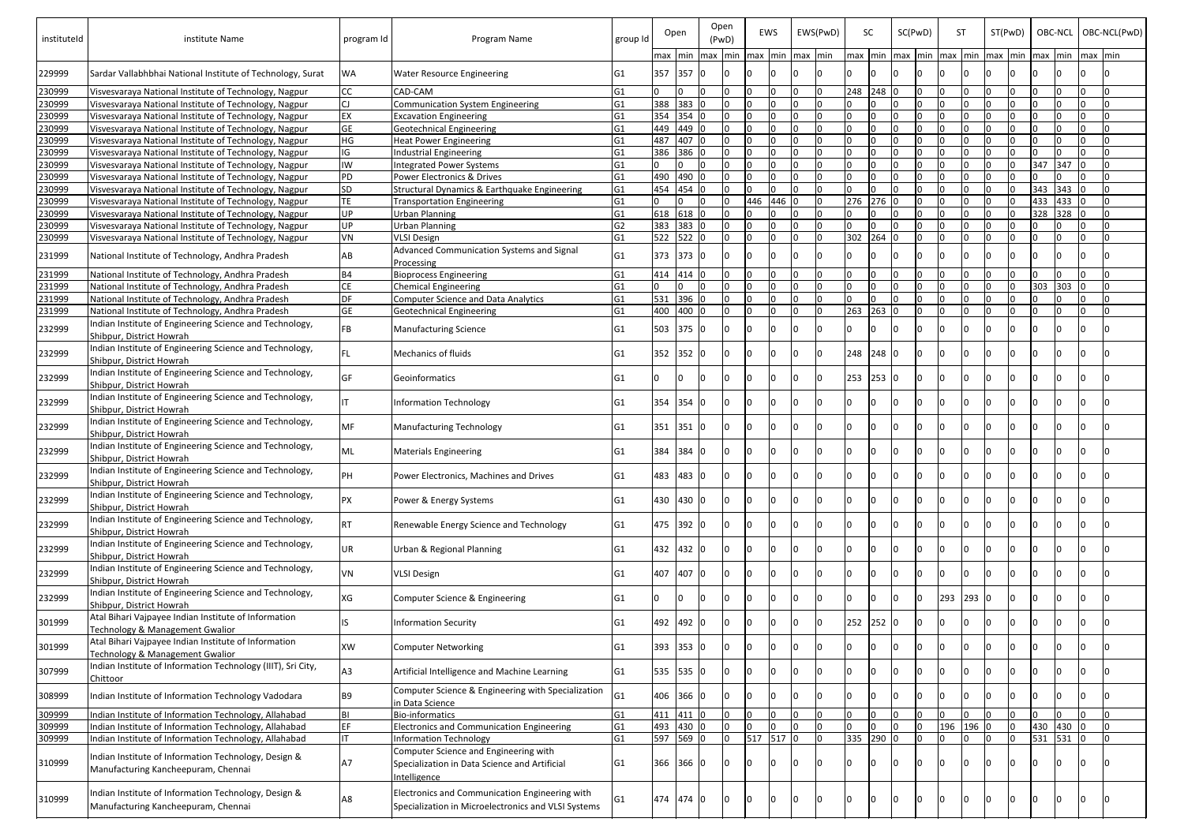| instituteId | institute Name | program Id | Program Name | group Id | Open | | Open (PwD) | | EWS | | EWS(PwD) | | SC | | SC(PwD) | | ST | | ST(PwD) | | OBC-NCL | | OBC-NCL(PwD) | |
|---|---|---|---|---|---|---|---|---|---|---|---|---|---|---|---|---|---|---|---|---|---|---|---|---|
| | | | | | max | min | max | min | max | min | max | min | max | min | max | min | max | min | max | min | max | min | max | min |
| 229999 | Sardar Vallabhbhai National Institute of Technology, Surat | WA | Water Resource Engineering | G1 | 357 | 357 | 0 | 0 | 0 | 0 | 0 | 0 | 0 | 0 | 0 | 0 | 0 | 0 | 0 | 0 | 0 | 0 | 0 | 0 |
| 230999 | Visvesvaraya National Institute of Technology, Nagpur | CC | CAD-CAM | G1 | 0 | 0 | 0 | 0 | 0 | 0 | 0 | 0 | 248 | 248 | 0 | 0 | 0 | 0 | 0 | 0 | 0 | 0 | 0 | 0 |
| 230999 | Visvesvaraya National Institute of Technology, Nagpur | CJ | Communication System Engineering | G1 | 388 | 383 | 0 | 0 | 0 | 0 | 0 | 0 | 0 | 0 | 0 | 0 | 0 | 0 | 0 | 0 | 0 | 0 | 0 | 0 |
| 230999 | Visvesvaraya National Institute of Technology, Nagpur | EX | Excavation Engineering | G1 | 354 | 354 | 0 | 0 | 0 | 0 | 0 | 0 | 0 | 0 | 0 | 0 | 0 | 0 | 0 | 0 | 0 | 0 | 0 | 0 |
| 230999 | Visvesvaraya National Institute of Technology, Nagpur | GE | Geotechnical Engineering | G1 | 449 | 449 | 0 | 0 | 0 | 0 | 0 | 0 | 0 | 0 | 0 | 0 | 0 | 0 | 0 | 0 | 0 | 0 | 0 | 0 |
| 230999 | Visvesvaraya National Institute of Technology, Nagpur | HG | Heat Power Engineering | G1 | 487 | 407 | 0 | 0 | 0 | 0 | 0 | 0 | 0 | 0 | 0 | 0 | 0 | 0 | 0 | 0 | 0 | 0 | 0 | 0 |
| 230999 | Visvesvaraya National Institute of Technology, Nagpur | IG | Industrial Engineering | G1 | 386 | 386 | 0 | 0 | 0 | 0 | 0 | 0 | 0 | 0 | 0 | 0 | 0 | 0 | 0 | 0 | 0 | 0 | 0 | 0 |
| 230999 | Visvesvaraya National Institute of Technology, Nagpur | IW | Integrated Power Systems | G1 | 0 | 0 | 0 | 0 | 0 | 0 | 0 | 0 | 0 | 0 | 0 | 0 | 0 | 0 | 0 | 0 | 347 | 347 | 0 | 0 |
| 230999 | Visvesvaraya National Institute of Technology, Nagpur | PD | Power Electronics & Drives | G1 | 490 | 490 | 0 | 0 | 0 | 0 | 0 | 0 | 0 | 0 | 0 | 0 | 0 | 0 | 0 | 0 | 0 | 0 | 0 | 0 |
| 230999 | Visvesvaraya National Institute of Technology, Nagpur | SD | Structural Dynamics & Earthquake Engineering | G1 | 454 | 454 | 0 | 0 | 0 | 0 | 0 | 0 | 0 | 0 | 0 | 0 | 0 | 0 | 0 | 0 | 343 | 343 | 0 | 0 |
| 230999 | Visvesvaraya National Institute of Technology, Nagpur | TE | Transportation Engineering | G1 | 0 | 0 | 0 | 0 | 446 | 446 | 0 | 0 | 276 | 276 | 0 | 0 | 0 | 0 | 0 | 0 | 433 | 433 | 0 | 0 |
| 230999 | Visvesvaraya National Institute of Technology, Nagpur | UP | Urban Planning | G1 | 618 | 618 | 0 | 0 | 0 | 0 | 0 | 0 | 0 | 0 | 0 | 0 | 0 | 0 | 0 | 0 | 328 | 328 | 0 | 0 |
| 230999 | Visvesvaraya National Institute of Technology, Nagpur | UP | Urban Planning | G2 | 383 | 383 | 0 | 0 | 0 | 0 | 0 | 0 | 0 | 0 | 0 | 0 | 0 | 0 | 0 | 0 | 0 | 0 | 0 | 0 |
| 230999 | Visvesvaraya National Institute of Technology, Nagpur | VN | VLSI Design | G1 | 522 | 522 | 0 | 0 | 0 | 0 | 0 | 0 | 302 | 264 | 0 | 0 | 0 | 0 | 0 | 0 | 0 | 0 | 0 | 0 |
| 231999 | National Institute of Technology, Andhra Pradesh | AB | Advanced Communication Systems and Signal Processing | G1 | 373 | 373 | 0 | 0 | 0 | 0 | 0 | 0 | 0 | 0 | 0 | 0 | 0 | 0 | 0 | 0 | 0 | 0 | 0 | 0 |
| 231999 | National Institute of Technology, Andhra Pradesh | B4 | Bioprocess Engineering | G1 | 414 | 414 | 0 | 0 | 0 | 0 | 0 | 0 | 0 | 0 | 0 | 0 | 0 | 0 | 0 | 0 | 0 | 0 | 0 | 0 |
| 231999 | National Institute of Technology, Andhra Pradesh | CE | Chemical Engineering | G1 | 0 | 0 | 0 | 0 | 0 | 0 | 0 | 0 | 0 | 0 | 0 | 0 | 0 | 0 | 0 | 0 | 303 | 303 | 0 | 0 |
| 231999 | National Institute of Technology, Andhra Pradesh | DF | Computer Science and Data Analytics | G1 | 531 | 396 | 0 | 0 | 0 | 0 | 0 | 0 | 0 | 0 | 0 | 0 | 0 | 0 | 0 | 0 | 0 | 0 | 0 | 0 |
| 231999 | National Institute of Technology, Andhra Pradesh | GE | Geotechnical Engineering | G1 | 400 | 400 | 0 | 0 | 0 | 0 | 0 | 0 | 263 | 263 | 0 | 0 | 0 | 0 | 0 | 0 | 0 | 0 | 0 | 0 |
| 232999 | Indian Institute of Engineering Science and Technology, Shibpur, District Howrah | FB | Manufacturing Science | G1 | 503 | 375 | 0 | 0 | 0 | 0 | 0 | 0 | 0 | 0 | 0 | 0 | 0 | 0 | 0 | 0 | 0 | 0 | 0 | 0 |
| 232999 | Indian Institute of Engineering Science and Technology, Shibpur, District Howrah | FL | Mechanics of fluids | G1 | 352 | 352 | 0 | 0 | 0 | 0 | 0 | 0 | 248 | 248 | 0 | 0 | 0 | 0 | 0 | 0 | 0 | 0 | 0 | 0 |
| 232999 | Indian Institute of Engineering Science and Technology, Shibpur, District Howrah | GF | Geoinformatics | G1 | 0 | 0 | 0 | 0 | 0 | 0 | 0 | 0 | 253 | 253 | 0 | 0 | 0 | 0 | 0 | 0 | 0 | 0 | 0 | 0 |
| 232999 | Indian Institute of Engineering Science and Technology, Shibpur, District Howrah | IT | Information Technology | G1 | 354 | 354 | 0 | 0 | 0 | 0 | 0 | 0 | 0 | 0 | 0 | 0 | 0 | 0 | 0 | 0 | 0 | 0 | 0 | 0 |
| 232999 | Indian Institute of Engineering Science and Technology, Shibpur, District Howrah | MF | Manufacturing Technology | G1 | 351 | 351 | 0 | 0 | 0 | 0 | 0 | 0 | 0 | 0 | 0 | 0 | 0 | 0 | 0 | 0 | 0 | 0 | 0 | 0 |
| 232999 | Indian Institute of Engineering Science and Technology, Shibpur, District Howrah | ML | Materials Engineering | G1 | 384 | 384 | 0 | 0 | 0 | 0 | 0 | 0 | 0 | 0 | 0 | 0 | 0 | 0 | 0 | 0 | 0 | 0 | 0 | 0 |
| 232999 | Indian Institute of Engineering Science and Technology, Shibpur, District Howrah | PH | Power Electronics, Machines and Drives | G1 | 483 | 483 | 0 | 0 | 0 | 0 | 0 | 0 | 0 | 0 | 0 | 0 | 0 | 0 | 0 | 0 | 0 | 0 | 0 | 0 |
| 232999 | Indian Institute of Engineering Science and Technology, Shibpur, District Howrah | PX | Power & Energy Systems | G1 | 430 | 430 | 0 | 0 | 0 | 0 | 0 | 0 | 0 | 0 | 0 | 0 | 0 | 0 | 0 | 0 | 0 | 0 | 0 | 0 |
| 232999 | Indian Institute of Engineering Science and Technology, Shibpur, District Howrah | RT | Renewable Energy Science and Technology | G1 | 475 | 392 | 0 | 0 | 0 | 0 | 0 | 0 | 0 | 0 | 0 | 0 | 0 | 0 | 0 | 0 | 0 | 0 | 0 | 0 |
| 232999 | Indian Institute of Engineering Science and Technology, Shibpur, District Howrah | UR | Urban & Regional Planning | G1 | 432 | 432 | 0 | 0 | 0 | 0 | 0 | 0 | 0 | 0 | 0 | 0 | 0 | 0 | 0 | 0 | 0 | 0 | 0 | 0 |
| 232999 | Indian Institute of Engineering Science and Technology, Shibpur, District Howrah | VN | VLSI Design | G1 | 407 | 407 | 0 | 0 | 0 | 0 | 0 | 0 | 0 | 0 | 0 | 0 | 0 | 0 | 0 | 0 | 0 | 0 | 0 | 0 |
| 232999 | Indian Institute of Engineering Science and Technology, Shibpur, District Howrah | XG | Computer Science & Engineering | G1 | 0 | 0 | 0 | 0 | 0 | 0 | 0 | 0 | 0 | 0 | 0 | 0 | 293 | 293 | 0 | 0 | 0 | 0 | 0 | 0 |
| 301999 | Atal Bihari Vajpayee Indian Institute of Information Technology & Management Gwalior | IS | Information Security | G1 | 492 | 492 | 0 | 0 | 0 | 0 | 0 | 0 | 252 | 252 | 0 | 0 | 0 | 0 | 0 | 0 | 0 | 0 | 0 | 0 |
| 301999 | Atal Bihari Vajpayee Indian Institute of Information Technology & Management Gwalior | XW | Computer Networking | G1 | 393 | 353 | 0 | 0 | 0 | 0 | 0 | 0 | 0 | 0 | 0 | 0 | 0 | 0 | 0 | 0 | 0 | 0 | 0 | 0 |
| 307999 | Indian Institute of Information Technology (IIIT), Sri City, Chittoor | A3 | Artificial Intelligence and Machine Learning | G1 | 535 | 535 | 0 | 0 | 0 | 0 | 0 | 0 | 0 | 0 | 0 | 0 | 0 | 0 | 0 | 0 | 0 | 0 | 0 | 0 |
| 308999 | Indian Institute of Information Technology Vadodara | B9 | Computer Science & Engineering with Specialization in Data Science | G1 | 406 | 366 | 0 | 0 | 0 | 0 | 0 | 0 | 0 | 0 | 0 | 0 | 0 | 0 | 0 | 0 | 0 | 0 | 0 | 0 |
| 309999 | Indian Institute of Information Technology, Allahabad | BI | Bio-informatics | G1 | 411 | 411 | 0 | 0 | 0 | 0 | 0 | 0 | 0 | 0 | 0 | 0 | 0 | 0 | 0 | 0 | 0 | 0 | 0 | 0 |
| 309999 | Indian Institute of Information Technology, Allahabad | EF | Electronics and Communication Engineering | G1 | 493 | 430 | 0 | 0 | 0 | 0 | 0 | 0 | 0 | 0 | 0 | 0 | 196 | 196 | 0 | 0 | 430 | 430 | 0 | 0 |
| 309999 | Indian Institute of Information Technology, Allahabad | IT | Information Technology | G1 | 597 | 569 | 0 | 0 | 517 | 517 | 0 | 0 | 335 | 290 | 0 | 0 | 0 | 0 | 0 | 0 | 531 | 531 | 0 | 0 |
| 310999 | Indian Institute of Information Technology, Design & Manufacturing Kancheepuram, Chennai | A7 | Computer Science and Engineering with Specialization in Data Science and Artificial Intelligence | G1 | 366 | 366 | 0 | 0 | 0 | 0 | 0 | 0 | 0 | 0 | 0 | 0 | 0 | 0 | 0 | 0 | 0 | 0 | 0 | 0 |
| 310999 | Indian Institute of Information Technology, Design & Manufacturing Kancheepuram, Chennai | A8 | Electronics and Communication Engineering with Specialization in Microelectronics and VLSI Systems | G1 | 474 | 474 | 0 | 0 | 0 | 0 | 0 | 0 | 0 | 0 | 0 | 0 | 0 | 0 | 0 | 0 | 0 | 0 | 0 | 0 |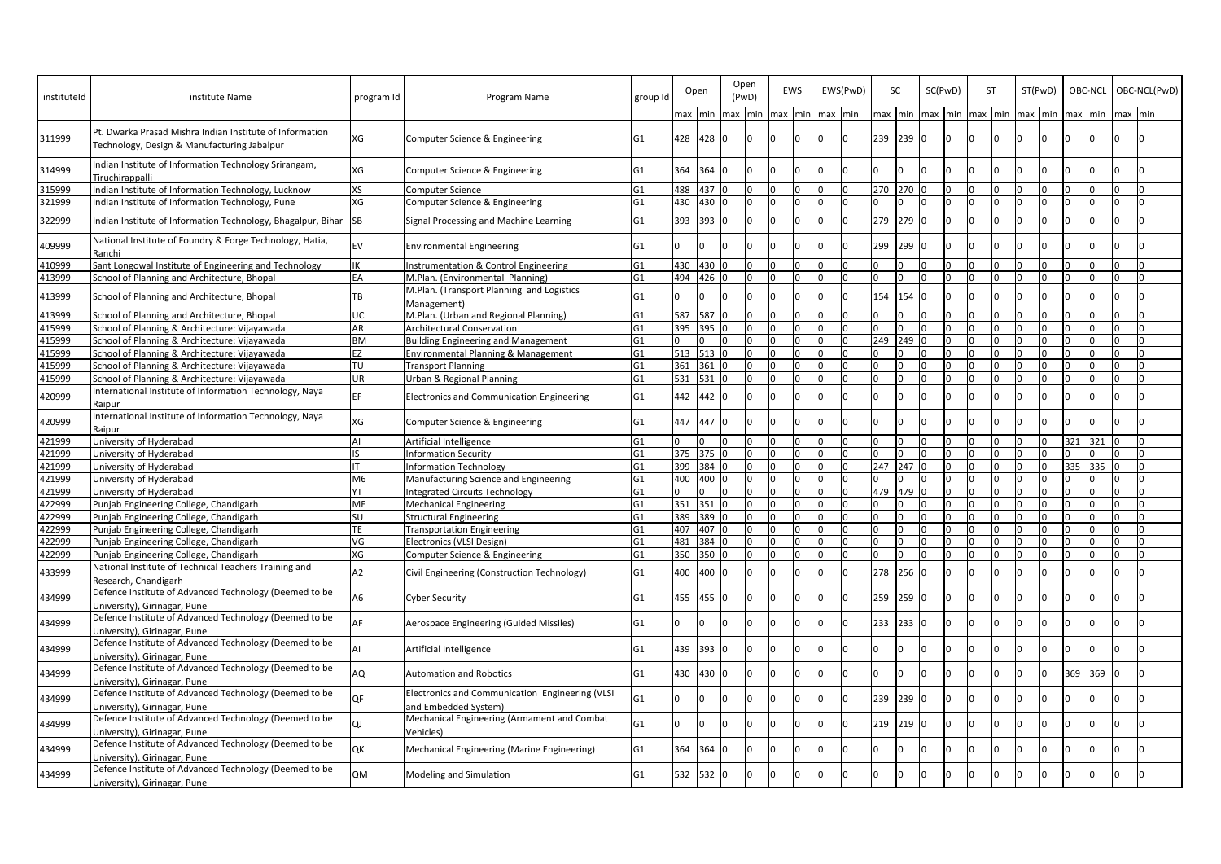| instituteId | institute Name | program Id | Program Name | group Id | Open | | Open (PwD) | | EWS | | EWS(PwD) | | SC | | SC(PwD) | | ST | | ST(PwD) | | OBC-NCL | | OBC-NCL(PwD) | |
|---|---|---|---|---|---|---|---|---|---|---|---|---|---|---|---|---|---|---|---|---|---|---|---|---|
| | | | | | max | min | max | min | max | min | max | min | max | min | max | min | max | min | max | min | max | min | max | min |
| 311999 | Pt. Dwarka Prasad Mishra Indian Institute of Information Technology, Design & Manufacturing Jabalpur | XG | Computer Science & Engineering | G1 | 428 | 428 | 0 | 0 | 0 | 0 | 0 | 0 | 239 | 239 | 0 | 0 | 0 | 0 | 0 | 0 | 0 | 0 | 0 | 0 |
| 314999 | Indian Institute of Information Technology Srirangam, Tiruchirappalli | XG | Computer Science & Engineering | G1 | 364 | 364 | 0 | 0 | 0 | 0 | 0 | 0 | 0 | 0 | 0 | 0 | 0 | 0 | 0 | 0 | 0 | 0 | 0 | 0 |
| 315999 | Indian Institute of Information Technology, Lucknow | XS | Computer Science | G1 | 488 | 437 | 0 | 0 | 0 | 0 | 0 | 0 | 270 | 270 | 0 | 0 | 0 | 0 | 0 | 0 | 0 | 0 | 0 | 0 |
| 321999 | Indian Institute of Information Technology, Pune | XG | Computer Science & Engineering | G1 | 430 | 430 | 0 | 0 | 0 | 0 | 0 | 0 | 0 | 0 | 0 | 0 | 0 | 0 | 0 | 0 | 0 | 0 | 0 | 0 |
| 322999 | Indian Institute of Information Technology, Bhagalpur, Bihar | SB | Signal Processing and Machine Learning | G1 | 393 | 393 | 0 | 0 | 0 | 0 | 0 | 0 | 279 | 279 | 0 | 0 | 0 | 0 | 0 | 0 | 0 | 0 | 0 | 0 |
| 409999 | National Institute of Foundry & Forge Technology, Hatia, Ranchi | EV | Environmental Engineering | G1 | 0 | 0 | 0 | 0 | 0 | 0 | 0 | 0 | 299 | 299 | 0 | 0 | 0 | 0 | 0 | 0 | 0 | 0 | 0 | 0 |
| 410999 | Sant Longowal Institute of Engineering and Technology | IK | Instrumentation & Control Engineering | G1 | 430 | 430 | 0 | 0 | 0 | 0 | 0 | 0 | 0 | 0 | 0 | 0 | 0 | 0 | 0 | 0 | 0 | 0 | 0 | 0 |
| 413999 | School of Planning and Architecture, Bhopal | EA | M.Plan. (Environmental Planning) | G1 | 494 | 426 | 0 | 0 | 0 | 0 | 0 | 0 | 0 | 0 | 0 | 0 | 0 | 0 | 0 | 0 | 0 | 0 | 0 | 0 |
| 413999 | School of Planning and Architecture, Bhopal | TB | M.Plan. (Transport Planning and Logistics Management) | G1 | 0 | 0 | 0 | 0 | 0 | 0 | 0 | 0 | 154 | 154 | 0 | 0 | 0 | 0 | 0 | 0 | 0 | 0 | 0 | 0 |
| 413999 | School of Planning and Architecture, Bhopal | UC | M.Plan. (Urban and Regional Planning) | G1 | 587 | 587 | 0 | 0 | 0 | 0 | 0 | 0 | 0 | 0 | 0 | 0 | 0 | 0 | 0 | 0 | 0 | 0 | 0 | 0 |
| 415999 | School of Planning & Architecture: Vijayawada | AR | Architectural Conservation | G1 | 395 | 395 | 0 | 0 | 0 | 0 | 0 | 0 | 0 | 0 | 0 | 0 | 0 | 0 | 0 | 0 | 0 | 0 | 0 | 0 |
| 415999 | School of Planning & Architecture: Vijayawada | BM | Building Engineering and Management | G1 | 0 | 0 | 0 | 0 | 0 | 0 | 0 | 0 | 249 | 249 | 0 | 0 | 0 | 0 | 0 | 0 | 0 | 0 | 0 | 0 |
| 415999 | School of Planning & Architecture: Vijayawada | EZ | Environmental Planning & Management | G1 | 513 | 513 | 0 | 0 | 0 | 0 | 0 | 0 | 0 | 0 | 0 | 0 | 0 | 0 | 0 | 0 | 0 | 0 | 0 | 0 |
| 415999 | School of Planning & Architecture: Vijayawada | TU | Transport Planning | G1 | 361 | 361 | 0 | 0 | 0 | 0 | 0 | 0 | 0 | 0 | 0 | 0 | 0 | 0 | 0 | 0 | 0 | 0 | 0 | 0 |
| 415999 | School of Planning & Architecture: Vijayawada | UR | Urban & Regional Planning | G1 | 531 | 531 | 0 | 0 | 0 | 0 | 0 | 0 | 0 | 0 | 0 | 0 | 0 | 0 | 0 | 0 | 0 | 0 | 0 | 0 |
| 420999 | International Institute of Information Technology, Naya Raipur | EF | Electronics and Communication Engineering | G1 | 442 | 442 | 0 | 0 | 0 | 0 | 0 | 0 | 0 | 0 | 0 | 0 | 0 | 0 | 0 | 0 | 0 | 0 | 0 | 0 |
| 420999 | International Institute of Information Technology, Naya Raipur | XG | Computer Science & Engineering | G1 | 447 | 447 | 0 | 0 | 0 | 0 | 0 | 0 | 0 | 0 | 0 | 0 | 0 | 0 | 0 | 0 | 0 | 0 | 0 | 0 |
| 421999 | University of Hyderabad | AI | Artificial Intelligence | G1 | 0 | 0 | 0 | 0 | 0 | 0 | 0 | 0 | 0 | 0 | 0 | 0 | 0 | 0 | 0 | 0 | 321 | 321 | 0 | 0 |
| 421999 | University of Hyderabad | IS | Information Security | G1 | 375 | 375 | 0 | 0 | 0 | 0 | 0 | 0 | 0 | 0 | 0 | 0 | 0 | 0 | 0 | 0 | 0 | 0 | 0 | 0 |
| 421999 | University of Hyderabad | IT | Information Technology | G1 | 399 | 384 | 0 | 0 | 0 | 0 | 0 | 0 | 247 | 247 | 0 | 0 | 0 | 0 | 0 | 0 | 335 | 335 | 0 | 0 |
| 421999 | University of Hyderabad | M6 | Manufacturing Science and Engineering | G1 | 400 | 400 | 0 | 0 | 0 | 0 | 0 | 0 | 0 | 0 | 0 | 0 | 0 | 0 | 0 | 0 | 0 | 0 | 0 | 0 |
| 421999 | University of Hyderabad | YT | Integrated Circuits Technology | G1 | 0 | 0 | 0 | 0 | 0 | 0 | 0 | 0 | 479 | 479 | 0 | 0 | 0 | 0 | 0 | 0 | 0 | 0 | 0 | 0 |
| 422999 | Punjab Engineering College, Chandigarh | ME | Mechanical Engineering | G1 | 351 | 351 | 0 | 0 | 0 | 0 | 0 | 0 | 0 | 0 | 0 | 0 | 0 | 0 | 0 | 0 | 0 | 0 | 0 | 0 |
| 422999 | Punjab Engineering College, Chandigarh | SU | Structural Engineering | G1 | 389 | 389 | 0 | 0 | 0 | 0 | 0 | 0 | 0 | 0 | 0 | 0 | 0 | 0 | 0 | 0 | 0 | 0 | 0 | 0 |
| 422999 | Punjab Engineering College, Chandigarh | TE | Transportation Engineering | G1 | 407 | 407 | 0 | 0 | 0 | 0 | 0 | 0 | 0 | 0 | 0 | 0 | 0 | 0 | 0 | 0 | 0 | 0 | 0 | 0 |
| 422999 | Punjab Engineering College, Chandigarh | VG | Electronics (VLSI Design) | G1 | 481 | 384 | 0 | 0 | 0 | 0 | 0 | 0 | 0 | 0 | 0 | 0 | 0 | 0 | 0 | 0 | 0 | 0 | 0 | 0 |
| 422999 | Punjab Engineering College, Chandigarh | XG | Computer Science & Engineering | G1 | 350 | 350 | 0 | 0 | 0 | 0 | 0 | 0 | 0 | 0 | 0 | 0 | 0 | 0 | 0 | 0 | 0 | 0 | 0 | 0 |
| 433999 | National Institute of Technical Teachers Training and Research, Chandigarh | A2 | Civil Engineering (Construction Technology) | G1 | 400 | 400 | 0 | 0 | 0 | 0 | 0 | 0 | 278 | 256 | 0 | 0 | 0 | 0 | 0 | 0 | 0 | 0 | 0 | 0 |
| 434999 | Defence Institute of Advanced Technology (Deemed to be University), Girinagar, Pune | A6 | Cyber Security | G1 | 455 | 455 | 0 | 0 | 0 | 0 | 0 | 0 | 259 | 259 | 0 | 0 | 0 | 0 | 0 | 0 | 0 | 0 | 0 | 0 |
| 434999 | Defence Institute of Advanced Technology (Deemed to be University), Girinagar, Pune | AF | Aerospace Engineering (Guided Missiles) | G1 | 0 | 0 | 0 | 0 | 0 | 0 | 0 | 0 | 233 | 233 | 0 | 0 | 0 | 0 | 0 | 0 | 0 | 0 | 0 | 0 |
| 434999 | Defence Institute of Advanced Technology (Deemed to be University), Girinagar, Pune | AI | Artificial Intelligence | G1 | 439 | 393 | 0 | 0 | 0 | 0 | 0 | 0 | 0 | 0 | 0 | 0 | 0 | 0 | 0 | 0 | 0 | 0 | 0 | 0 |
| 434999 | Defence Institute of Advanced Technology (Deemed to be University), Girinagar, Pune | AQ | Automation and Robotics | G1 | 430 | 430 | 0 | 0 | 0 | 0 | 0 | 0 | 0 | 0 | 0 | 0 | 0 | 0 | 0 | 0 | 369 | 369 | 0 | 0 |
| 434999 | Defence Institute of Advanced Technology (Deemed to be University), Girinagar, Pune | QF | Electronics and Communication Engineering (VLSI and Embedded System) | G1 | 0 | 0 | 0 | 0 | 0 | 0 | 0 | 0 | 239 | 239 | 0 | 0 | 0 | 0 | 0 | 0 | 0 | 0 | 0 | 0 |
| 434999 | Defence Institute of Advanced Technology (Deemed to be University), Girinagar, Pune | QJ | Mechanical Engineering (Armament and Combat Vehicles) | G1 | 0 | 0 | 0 | 0 | 0 | 0 | 0 | 0 | 219 | 219 | 0 | 0 | 0 | 0 | 0 | 0 | 0 | 0 | 0 | 0 |
| 434999 | Defence Institute of Advanced Technology (Deemed to be University), Girinagar, Pune | QK | Mechanical Engineering (Marine Engineering) | G1 | 364 | 364 | 0 | 0 | 0 | 0 | 0 | 0 | 0 | 0 | 0 | 0 | 0 | 0 | 0 | 0 | 0 | 0 | 0 | 0 |
| 434999 | Defence Institute of Advanced Technology (Deemed to be University), Girinagar, Pune | QM | Modeling and Simulation | G1 | 532 | 532 | 0 | 0 | 0 | 0 | 0 | 0 | 0 | 0 | 0 | 0 | 0 | 0 | 0 | 0 | 0 | 0 | 0 | 0 |